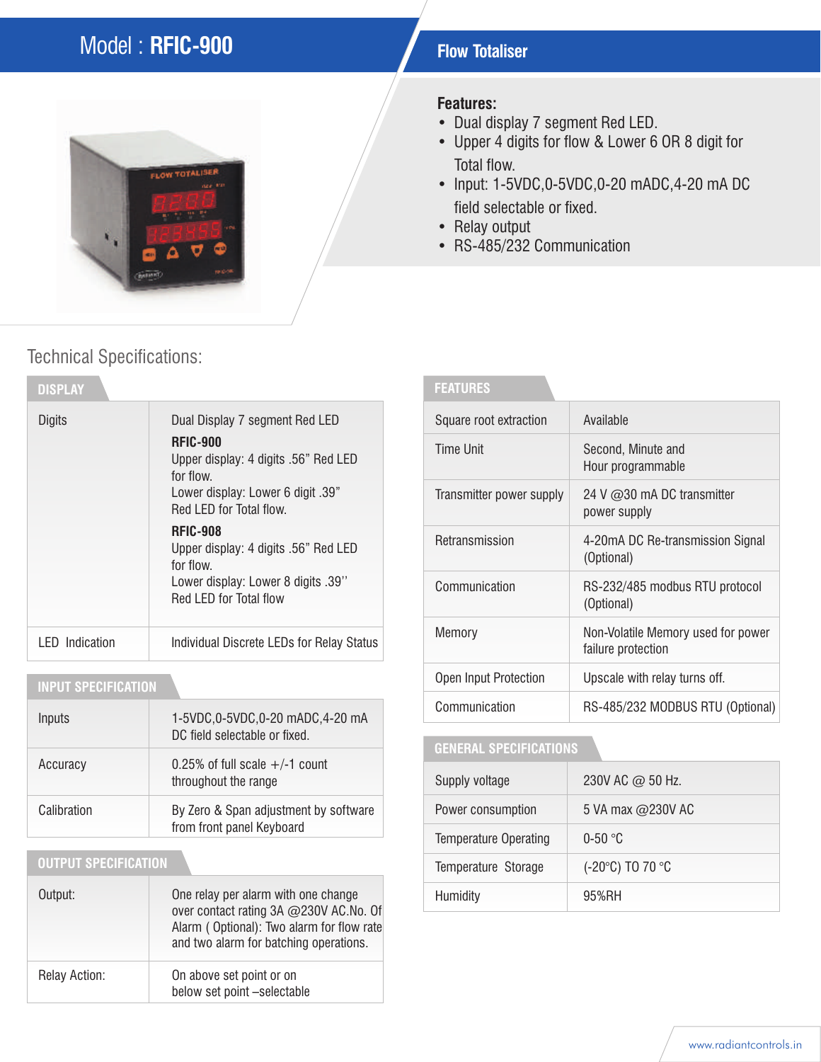# Model : **RFIC-900**

## Flow Totaliser

**Features:**

- Dual display 7 segment Red LED.
- Upper 4 digits for flow & Lower 6 OR 8 digit for Total flow.
- Input: 1-5VDC,0-5VDC,0-20 mADC,4-20 mA DC field selectable or fixed.
- Relay output
- RS-485/232 Communication

## Technical Specifications:

### DISPLAY

| | |
|---|---|
| Digits | Dual Display 7 segment Red LED<br>**RFIC-900**<br>Upper display: 4 digits .56" Red LED for flow.<br>Lower display: Lower 6 digit .39" Red LED for Total flow.<br>**RFIC-908**<br>Upper display: 4 digits .56" Red LED for flow.<br>Lower display: Lower 8 digits .39'' Red LED for Total flow |
| LED Indication | Individual Discrete LEDs for Relay Status |

### INPUT SPECIFICATION

| | |
|---|---|
| Inputs | 1-5VDC,0-5VDC,0-20 mADC,4-20 mA DC field selectable or fixed. |
| Accuracy | 0.25% of full scale +/-1 count throughout the range |
| Calibration | By Zero & Span adjustment by software from front panel Keyboard |

### OUTPUT SPECIFICATION

| | |
|---|---|
| Output: | One relay per alarm with one change over contact rating 3A @230V AC.No. Of Alarm ( Optional): Two alarm for flow rate and two alarm for batching operations. |
| Relay Action: | On above set point or on below set point –selectable |

### FEATURES

| | |
|---|---|
| Square root extraction | Available |
| Time Unit | Second, Minute and Hour programmable |
| Transmitter power supply | 24 V @30 mA DC transmitter power supply |
| Retransmission | 4-20mA DC Re-transmission Signal (Optional) |
| Communication | RS-232/485 modbus RTU protocol (Optional) |
| Memory | Non-Volatile Memory used for power failure protection |
| Open Input Protection | Upscale with relay turns off. |
| Communication | RS-485/232 MODBUS RTU (Optional) |

### GENERAL SPECIFICATIONS

| | |
|---|---|
| Supply voltage | 230V AC @ 50 Hz. |
| Power consumption | 5 VA max @230V AC |
| Temperature Operating | 0-50 °C |
| Temperature Storage | (-20°C) TO 70 °C |
| Humidity | 95%RH |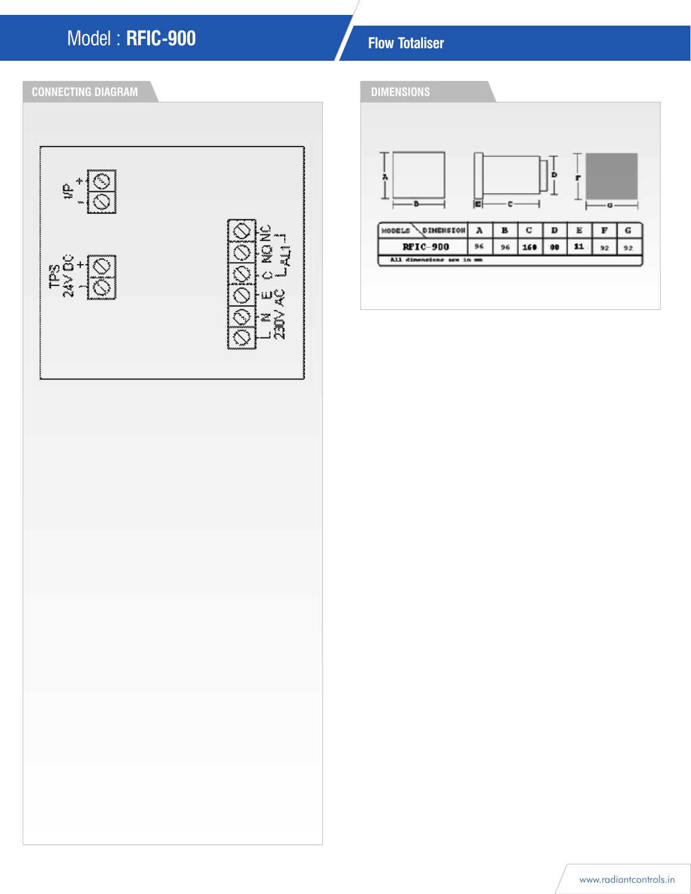# Model : RFIC-900

## Flow Totaliser

## CONNECTING DIAGRAM

I/P
+
-

TPS
24V DC
+
-

L N E C NO NC
230V AC
AL1

## DIMENSIONS

| MODELS \ DIMENSION | A | B | C | D | E | F | G |
|---|---|---|---|---|---|---|---|
| RFIC-900 | 96 | 96 | 160 | 88 | 11 | 92 | 92 |

All dimensions are in mm

www.radiantcontrols.in